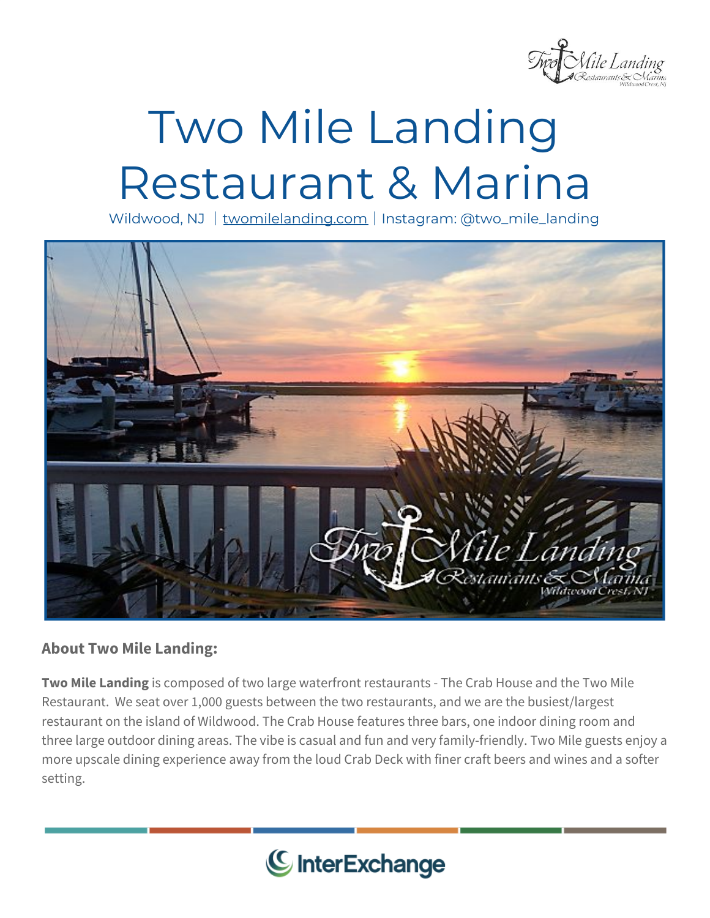# Two Mile Landing Restaurant & Marina

Wildwood, NJ | twomilelanding.com | Instagram: @two_mile_landing

**About Two Mile Landing:**

**Two Mile Landing** is composed of two large waterfront restaurants - The Crab House and the Two Mile Restaurant. We seat over 1,000 guests between the two restaurants, and we are the busiest/largest restaurant on the island of Wildwood. The Crab House features three bars, one indoor dining room and three large outdoor dining areas. The vibe is casual and fun and very family-friendly. Two Mile guests enjoy a more upscale dining experience away from the loud Crab Deck with finer craft beers and wines and a softer setting.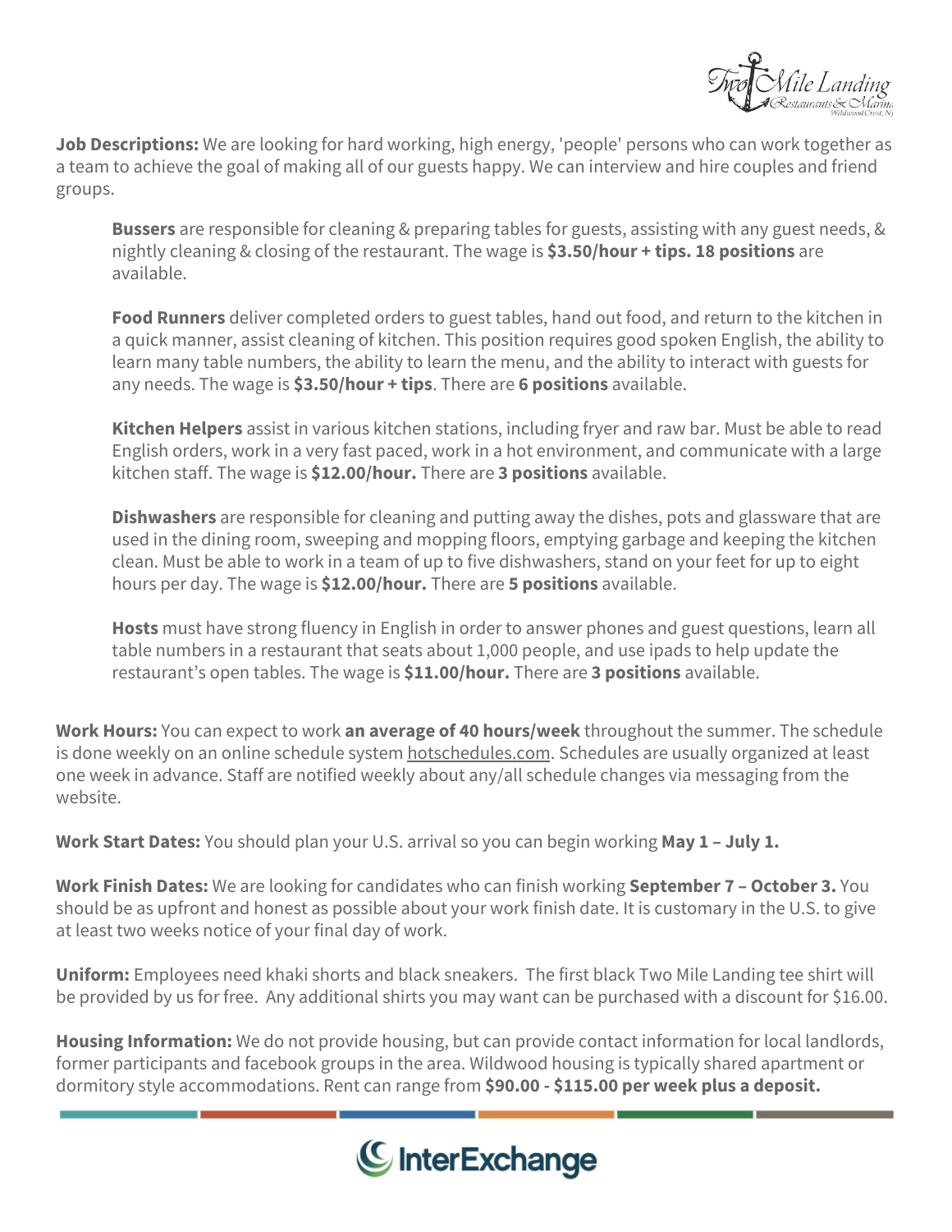**Job Descriptions:** We are looking for hard working, high energy, 'people' persons who can work together as a team to achieve the goal of making all of our guests happy. We can interview and hire couples and friend groups.

> **Bussers** are responsible for cleaning & preparing tables for guests, assisting with any guest needs, & nightly cleaning & closing of the restaurant. The wage is **$3.50/hour + tips. 18 positions** are available.
>
> **Food Runners** deliver completed orders to guest tables, hand out food, and return to the kitchen in a quick manner, assist cleaning of kitchen. This position requires good spoken English, the ability to learn many table numbers, the ability to learn the menu, and the ability to interact with guests for any needs. The wage is **$3.50/hour + tips**. There are **6 positions** available.
>
> **Kitchen Helpers** assist in various kitchen stations, including fryer and raw bar. Must be able to read English orders, work in a very fast paced, work in a hot environment, and communicate with a large kitchen staff. The wage is **$12.00/hour.** There are **3 positions** available.
>
> **Dishwashers** are responsible for cleaning and putting away the dishes, pots and glassware that are used in the dining room, sweeping and mopping floors, emptying garbage and keeping the kitchen clean. Must be able to work in a team of up to five dishwashers, stand on your feet for up to eight hours per day. The wage is **$12.00/hour.** There are **5 positions** available.
>
> **Hosts** must have strong fluency in English in order to answer phones and guest questions, learn all table numbers in a restaurant that seats about 1,000 people, and use ipads to help update the restaurant's open tables. The wage is **$11.00/hour.** There are **3 positions** available.

**Work Hours:** You can expect to work **an average of 40 hours/week** throughout the summer. The schedule is done weekly on an online schedule system hotschedules.com. Schedules are usually organized at least one week in advance. Staff are notified weekly about any/all schedule changes via messaging from the website.

**Work Start Dates:** You should plan your U.S. arrival so you can begin working **May 1 – July 1.**

**Work Finish Dates:** We are looking for candidates who can finish working **September 7 – October 3.** You should be as upfront and honest as possible about your work finish date. It is customary in the U.S. to give at least two weeks notice of your final day of work.

**Uniform:** Employees need khaki shorts and black sneakers. The first black Two Mile Landing tee shirt will be provided by us for free. Any additional shirts you may want can be purchased with a discount for $16.00.

**Housing Information:** We do not provide housing, but can provide contact information for local landlords, former participants and facebook groups in the area. Wildwood housing is typically shared apartment or dormitory style accommodations. Rent can range from **$90.00 - $115.00 per week plus a deposit.**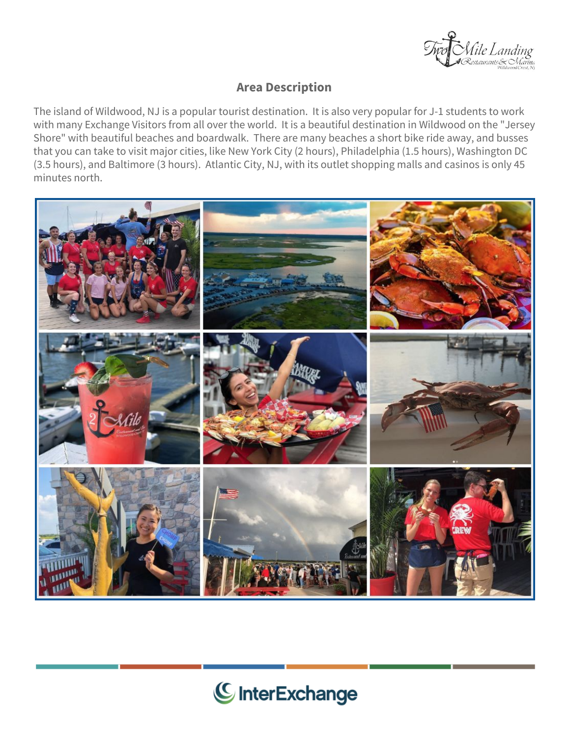## Area Description

The island of Wildwood, NJ is a popular tourist destination. It is also very popular for J-1 students to work with many Exchange Visitors from all over the world. It is a beautiful destination in Wildwood on the "Jersey Shore" with beautiful beaches and boardwalk. There are many beaches a short bike ride away, and busses that you can take to visit major cities, like New York City (2 hours), Philadelphia (1.5 hours), Washington DC (3.5 hours), and Baltimore (3 hours). Atlantic City, NJ, with its outlet shopping malls and casinos is only 45 minutes north.